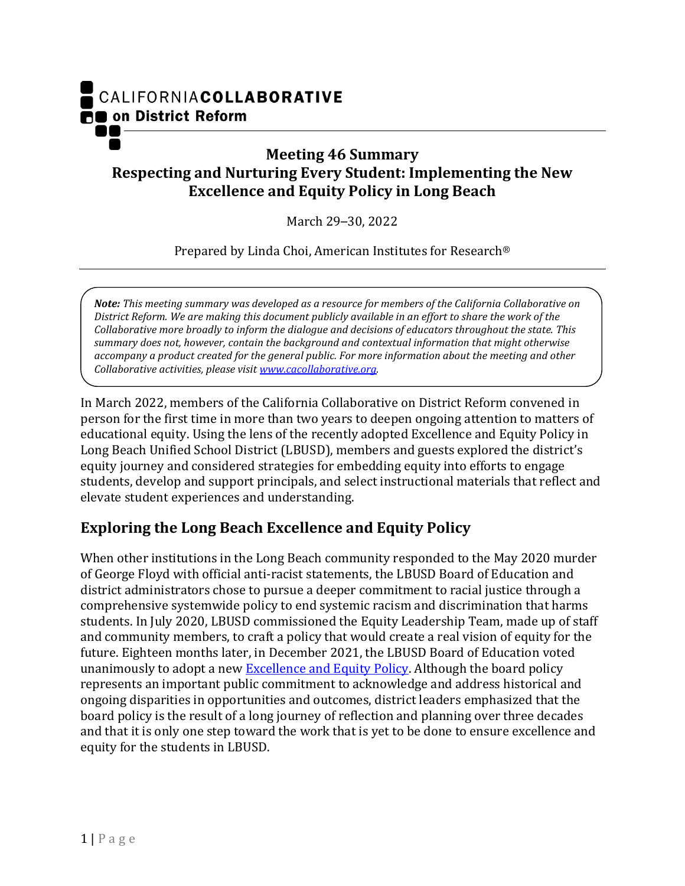CALIFORNIA**COLLABORATIVE**
**on District Reform**

# Meeting 46 Summary
# Respecting and Nurturing Every Student: Implementing the New Excellence and Equity Policy in Long Beach

March 29–30, 2022

Prepared by Linda Choi, American Institutes for Research®

> ***Note:*** *This meeting summary was developed as a resource for members of the California Collaborative on District Reform. We are making this document publicly available in an effort to share the work of the Collaborative more broadly to inform the dialogue and decisions of educators throughout the state. This summary does not, however, contain the background and contextual information that might otherwise accompany a product created for the general public. For more information about the meeting and other Collaborative activities, please visit [www.cacollaborative.org](www.cacollaborative.org).*

In March 2022, members of the California Collaborative on District Reform convened in person for the first time in more than two years to deepen ongoing attention to matters of educational equity. Using the lens of the recently adopted Excellence and Equity Policy in Long Beach Unified School District (LBUSD), members and guests explored the district's equity journey and considered strategies for embedding equity into efforts to engage students, develop and support principals, and select instructional materials that reflect and elevate student experiences and understanding.

## Exploring the Long Beach Excellence and Equity Policy

When other institutions in the Long Beach community responded to the May 2020 murder of George Floyd with official anti-racist statements, the LBUSD Board of Education and district administrators chose to pursue a deeper commitment to racial justice through a comprehensive systemwide policy to end systemic racism and discrimination that harms students. In July 2020, LBUSD commissioned the Equity Leadership Team, made up of staff and community members, to craft a policy that would create a real vision of equity for the future. Eighteen months later, in December 2021, the LBUSD Board of Education voted unanimously to adopt a new Excellence and Equity Policy. Although the board policy represents an important public commitment to acknowledge and address historical and ongoing disparities in opportunities and outcomes, district leaders emphasized that the board policy is the result of a long journey of reflection and planning over three decades and that it is only one step toward the work that is yet to be done to ensure excellence and equity for the students in LBUSD.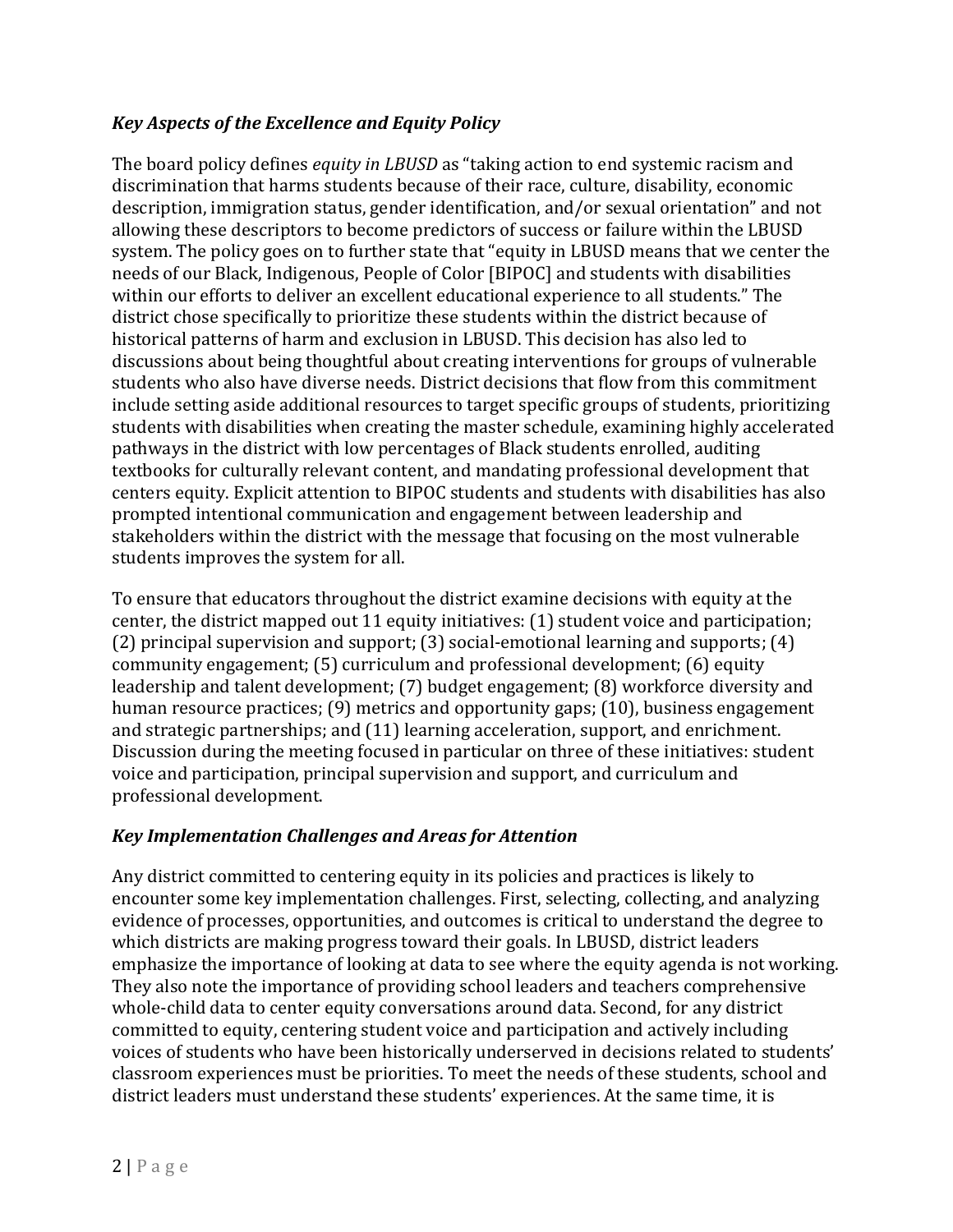### *Key Aspects of the Excellence and Equity Policy*

The board policy defines *equity in LBUSD* as "taking action to end systemic racism and discrimination that harms students because of their race, culture, disability, economic description, immigration status, gender identification, and/or sexual orientation" and not allowing these descriptors to become predictors of success or failure within the LBUSD system. The policy goes on to further state that "equity in LBUSD means that we center the needs of our Black, Indigenous, People of Color [BIPOC] and students with disabilities within our efforts to deliver an excellent educational experience to all students." The district chose specifically to prioritize these students within the district because of historical patterns of harm and exclusion in LBUSD. This decision has also led to discussions about being thoughtful about creating interventions for groups of vulnerable students who also have diverse needs. District decisions that flow from this commitment include setting aside additional resources to target specific groups of students, prioritizing students with disabilities when creating the master schedule, examining highly accelerated pathways in the district with low percentages of Black students enrolled, auditing textbooks for culturally relevant content, and mandating professional development that centers equity. Explicit attention to BIPOC students and students with disabilities has also prompted intentional communication and engagement between leadership and stakeholders within the district with the message that focusing on the most vulnerable students improves the system for all.

To ensure that educators throughout the district examine decisions with equity at the center, the district mapped out 11 equity initiatives: (1) student voice and participation; (2) principal supervision and support; (3) social-emotional learning and supports; (4) community engagement; (5) curriculum and professional development; (6) equity leadership and talent development; (7) budget engagement; (8) workforce diversity and human resource practices; (9) metrics and opportunity gaps; (10), business engagement and strategic partnerships; and (11) learning acceleration, support, and enrichment. Discussion during the meeting focused in particular on three of these initiatives: student voice and participation, principal supervision and support, and curriculum and professional development.

### *Key Implementation Challenges and Areas for Attention*

Any district committed to centering equity in its policies and practices is likely to encounter some key implementation challenges. First, selecting, collecting, and analyzing evidence of processes, opportunities, and outcomes is critical to understand the degree to which districts are making progress toward their goals. In LBUSD, district leaders emphasize the importance of looking at data to see where the equity agenda is not working. They also note the importance of providing school leaders and teachers comprehensive whole-child data to center equity conversations around data. Second, for any district committed to equity, centering student voice and participation and actively including voices of students who have been historically underserved in decisions related to students' classroom experiences must be priorities. To meet the needs of these students, school and district leaders must understand these students' experiences. At the same time, it is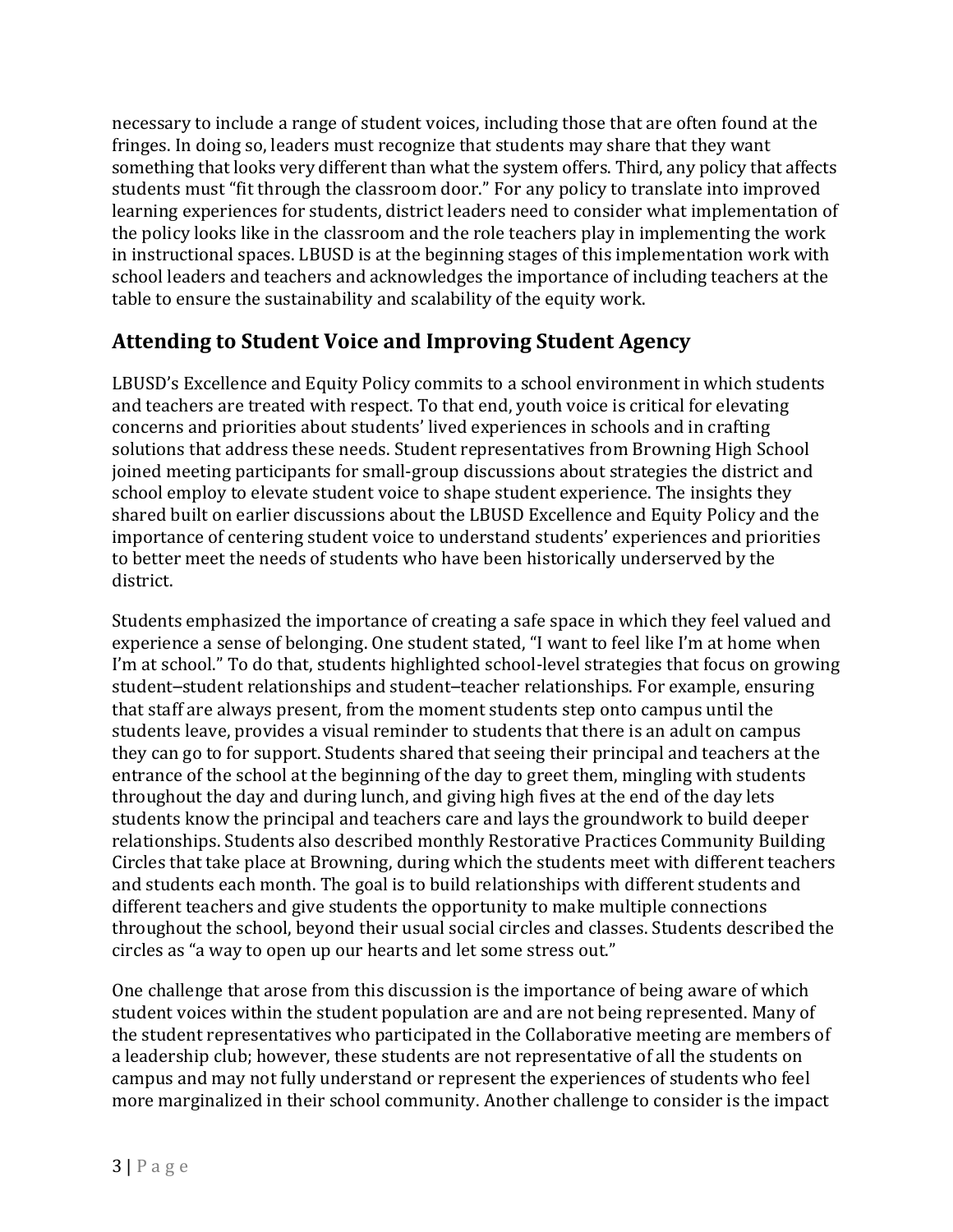necessary to include a range of student voices, including those that are often found at the fringes. In doing so, leaders must recognize that students may share that they want something that looks very different than what the system offers. Third, any policy that affects students must "fit through the classroom door." For any policy to translate into improved learning experiences for students, district leaders need to consider what implementation of the policy looks like in the classroom and the role teachers play in implementing the work in instructional spaces. LBUSD is at the beginning stages of this implementation work with school leaders and teachers and acknowledges the importance of including teachers at the table to ensure the sustainability and scalability of the equity work.

## Attending to Student Voice and Improving Student Agency

LBUSD's Excellence and Equity Policy commits to a school environment in which students and teachers are treated with respect. To that end, youth voice is critical for elevating concerns and priorities about students' lived experiences in schools and in crafting solutions that address these needs. Student representatives from Browning High School joined meeting participants for small-group discussions about strategies the district and school employ to elevate student voice to shape student experience. The insights they shared built on earlier discussions about the LBUSD Excellence and Equity Policy and the importance of centering student voice to understand students' experiences and priorities to better meet the needs of students who have been historically underserved by the district.

Students emphasized the importance of creating a safe space in which they feel valued and experience a sense of belonging. One student stated, "I want to feel like I'm at home when I'm at school." To do that, students highlighted school-level strategies that focus on growing student–student relationships and student–teacher relationships. For example, ensuring that staff are always present, from the moment students step onto campus until the students leave, provides a visual reminder to students that there is an adult on campus they can go to for support. Students shared that seeing their principal and teachers at the entrance of the school at the beginning of the day to greet them, mingling with students throughout the day and during lunch, and giving high fives at the end of the day lets students know the principal and teachers care and lays the groundwork to build deeper relationships. Students also described monthly Restorative Practices Community Building Circles that take place at Browning, during which the students meet with different teachers and students each month. The goal is to build relationships with different students and different teachers and give students the opportunity to make multiple connections throughout the school, beyond their usual social circles and classes. Students described the circles as "a way to open up our hearts and let some stress out."

One challenge that arose from this discussion is the importance of being aware of which student voices within the student population are and are not being represented. Many of the student representatives who participated in the Collaborative meeting are members of a leadership club; however, these students are not representative of all the students on campus and may not fully understand or represent the experiences of students who feel more marginalized in their school community. Another challenge to consider is the impact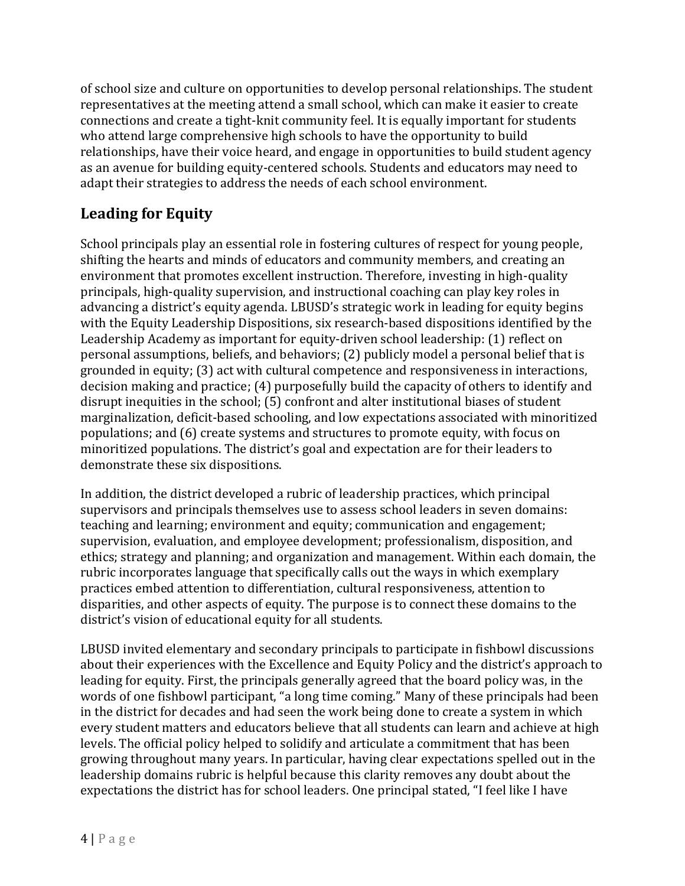of school size and culture on opportunities to develop personal relationships. The student representatives at the meeting attend a small school, which can make it easier to create connections and create a tight-knit community feel. It is equally important for students who attend large comprehensive high schools to have the opportunity to build relationships, have their voice heard, and engage in opportunities to build student agency as an avenue for building equity-centered schools. Students and educators may need to adapt their strategies to address the needs of each school environment.

## Leading for Equity

School principals play an essential role in fostering cultures of respect for young people, shifting the hearts and minds of educators and community members, and creating an environment that promotes excellent instruction. Therefore, investing in high-quality principals, high-quality supervision, and instructional coaching can play key roles in advancing a district's equity agenda. LBUSD's strategic work in leading for equity begins with the Equity Leadership Dispositions, six research-based dispositions identified by the Leadership Academy as important for equity-driven school leadership: (1) reflect on personal assumptions, beliefs, and behaviors; (2) publicly model a personal belief that is grounded in equity; (3) act with cultural competence and responsiveness in interactions, decision making and practice; (4) purposefully build the capacity of others to identify and disrupt inequities in the school; (5) confront and alter institutional biases of student marginalization, deficit-based schooling, and low expectations associated with minoritized populations; and (6) create systems and structures to promote equity, with focus on minoritized populations. The district's goal and expectation are for their leaders to demonstrate these six dispositions.

In addition, the district developed a rubric of leadership practices, which principal supervisors and principals themselves use to assess school leaders in seven domains: teaching and learning; environment and equity; communication and engagement; supervision, evaluation, and employee development; professionalism, disposition, and ethics; strategy and planning; and organization and management. Within each domain, the rubric incorporates language that specifically calls out the ways in which exemplary practices embed attention to differentiation, cultural responsiveness, attention to disparities, and other aspects of equity. The purpose is to connect these domains to the district's vision of educational equity for all students.

LBUSD invited elementary and secondary principals to participate in fishbowl discussions about their experiences with the Excellence and Equity Policy and the district's approach to leading for equity. First, the principals generally agreed that the board policy was, in the words of one fishbowl participant, "a long time coming." Many of these principals had been in the district for decades and had seen the work being done to create a system in which every student matters and educators believe that all students can learn and achieve at high levels. The official policy helped to solidify and articulate a commitment that has been growing throughout many years. In particular, having clear expectations spelled out in the leadership domains rubric is helpful because this clarity removes any doubt about the expectations the district has for school leaders. One principal stated, "I feel like I have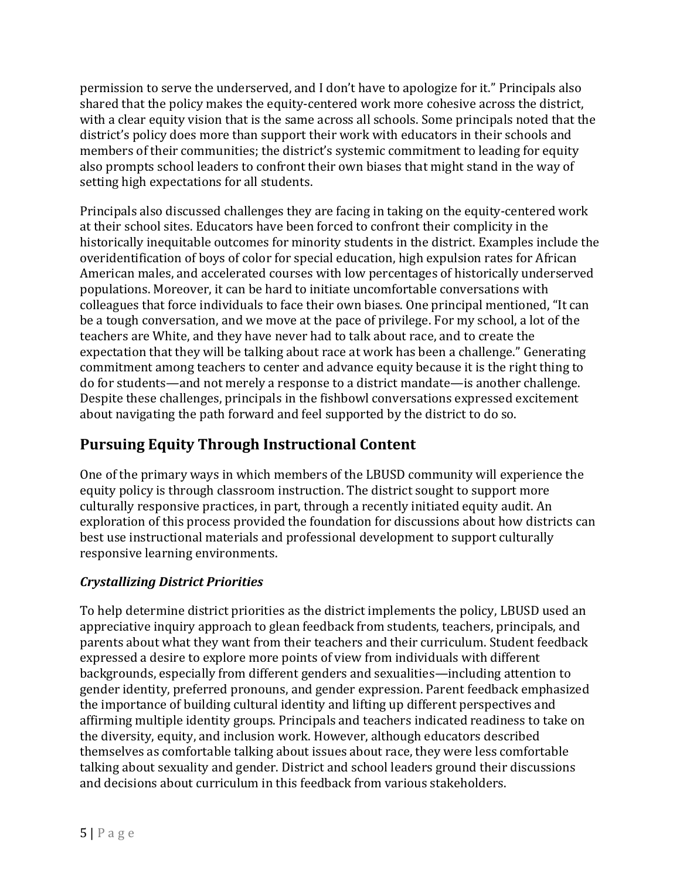permission to serve the underserved, and I don't have to apologize for it." Principals also shared that the policy makes the equity-centered work more cohesive across the district, with a clear equity vision that is the same across all schools. Some principals noted that the district's policy does more than support their work with educators in their schools and members of their communities; the district's systemic commitment to leading for equity also prompts school leaders to confront their own biases that might stand in the way of setting high expectations for all students.

Principals also discussed challenges they are facing in taking on the equity-centered work at their school sites. Educators have been forced to confront their complicity in the historically inequitable outcomes for minority students in the district. Examples include the overidentification of boys of color for special education, high expulsion rates for African American males, and accelerated courses with low percentages of historically underserved populations. Moreover, it can be hard to initiate uncomfortable conversations with colleagues that force individuals to face their own biases. One principal mentioned, "It can be a tough conversation, and we move at the pace of privilege. For my school, a lot of the teachers are White, and they have never had to talk about race, and to create the expectation that they will be talking about race at work has been a challenge." Generating commitment among teachers to center and advance equity because it is the right thing to do for students—and not merely a response to a district mandate—is another challenge. Despite these challenges, principals in the fishbowl conversations expressed excitement about navigating the path forward and feel supported by the district to do so.

## Pursuing Equity Through Instructional Content

One of the primary ways in which members of the LBUSD community will experience the equity policy is through classroom instruction. The district sought to support more culturally responsive practices, in part, through a recently initiated equity audit. An exploration of this process provided the foundation for discussions about how districts can best use instructional materials and professional development to support culturally responsive learning environments.

### *Crystallizing District Priorities*

To help determine district priorities as the district implements the policy, LBUSD used an appreciative inquiry approach to glean feedback from students, teachers, principals, and parents about what they want from their teachers and their curriculum. Student feedback expressed a desire to explore more points of view from individuals with different backgrounds, especially from different genders and sexualities—including attention to gender identity, preferred pronouns, and gender expression. Parent feedback emphasized the importance of building cultural identity and lifting up different perspectives and affirming multiple identity groups. Principals and teachers indicated readiness to take on the diversity, equity, and inclusion work. However, although educators described themselves as comfortable talking about issues about race, they were less comfortable talking about sexuality and gender. District and school leaders ground their discussions and decisions about curriculum in this feedback from various stakeholders.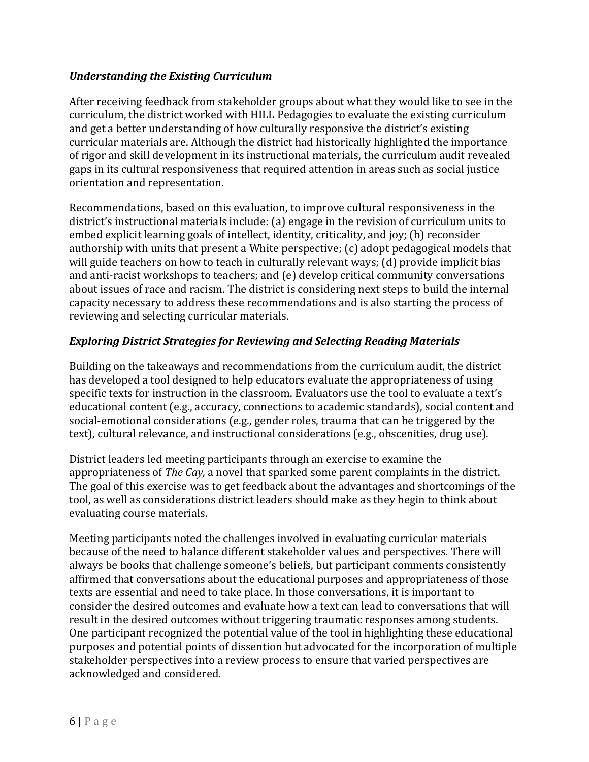### *Understanding the Existing Curriculum*

After receiving feedback from stakeholder groups about what they would like to see in the curriculum, the district worked with HILL Pedagogies to evaluate the existing curriculum and get a better understanding of how culturally responsive the district's existing curricular materials are. Although the district had historically highlighted the importance of rigor and skill development in its instructional materials, the curriculum audit revealed gaps in its cultural responsiveness that required attention in areas such as social justice orientation and representation.

Recommendations, based on this evaluation, to improve cultural responsiveness in the district's instructional materials include: (a) engage in the revision of curriculum units to embed explicit learning goals of intellect, identity, criticality, and joy; (b) reconsider authorship with units that present a White perspective; (c) adopt pedagogical models that will guide teachers on how to teach in culturally relevant ways; (d) provide implicit bias and anti-racist workshops to teachers; and (e) develop critical community conversations about issues of race and racism. The district is considering next steps to build the internal capacity necessary to address these recommendations and is also starting the process of reviewing and selecting curricular materials.

### *Exploring District Strategies for Reviewing and Selecting Reading Materials*

Building on the takeaways and recommendations from the curriculum audit, the district has developed a tool designed to help educators evaluate the appropriateness of using specific texts for instruction in the classroom. Evaluators use the tool to evaluate a text's educational content (e.g., accuracy, connections to academic standards), social content and social-emotional considerations (e.g., gender roles, trauma that can be triggered by the text), cultural relevance, and instructional considerations (e.g., obscenities, drug use).

District leaders led meeting participants through an exercise to examine the appropriateness of *The Cay,* a novel that sparked some parent complaints in the district. The goal of this exercise was to get feedback about the advantages and shortcomings of the tool, as well as considerations district leaders should make as they begin to think about evaluating course materials.

Meeting participants noted the challenges involved in evaluating curricular materials because of the need to balance different stakeholder values and perspectives. There will always be books that challenge someone's beliefs, but participant comments consistently affirmed that conversations about the educational purposes and appropriateness of those texts are essential and need to take place. In those conversations, it is important to consider the desired outcomes and evaluate how a text can lead to conversations that will result in the desired outcomes without triggering traumatic responses among students. One participant recognized the potential value of the tool in highlighting these educational purposes and potential points of dissention but advocated for the incorporation of multiple stakeholder perspectives into a review process to ensure that varied perspectives are acknowledged and considered.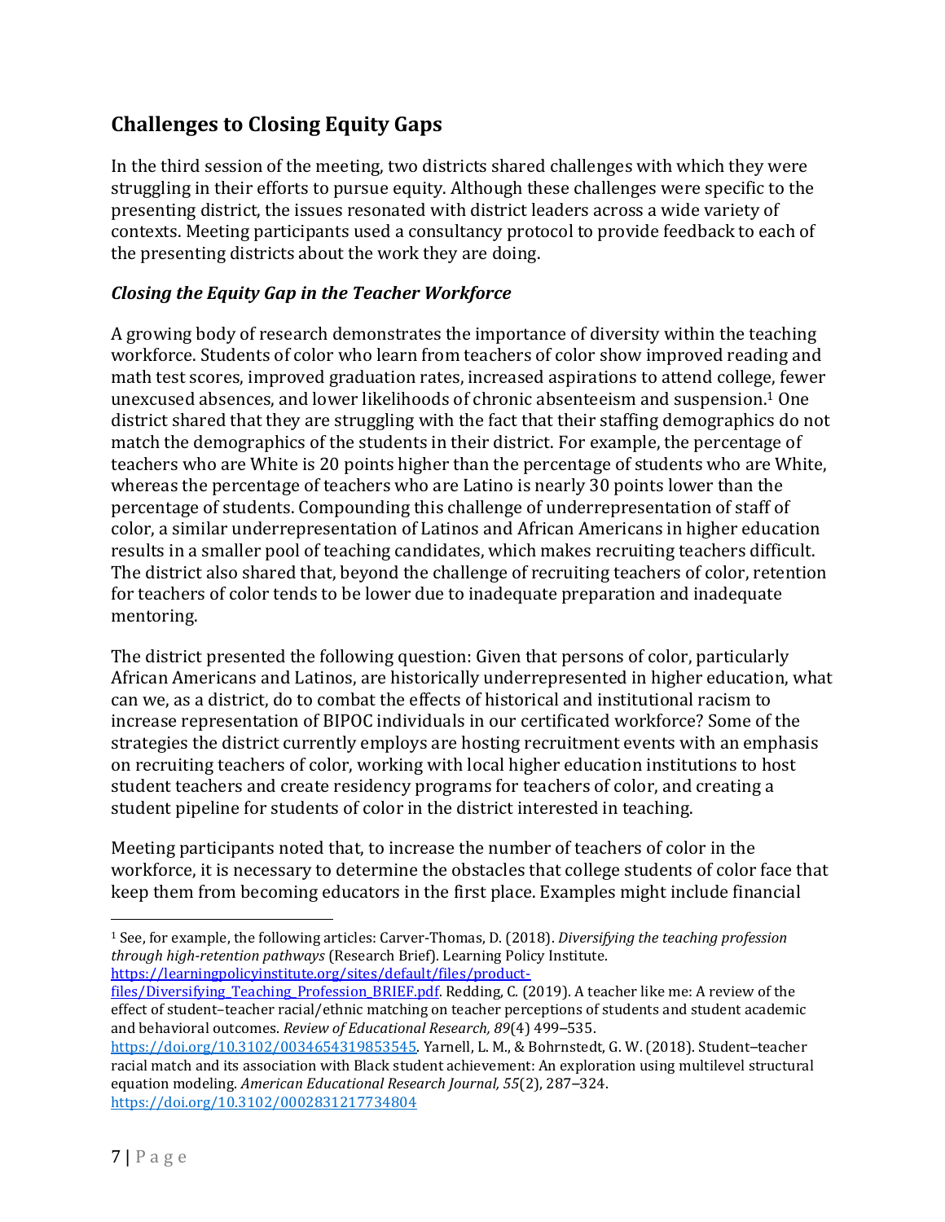## Challenges to Closing Equity Gaps

In the third session of the meeting, two districts shared challenges with which they were struggling in their efforts to pursue equity. Although these challenges were specific to the presenting district, the issues resonated with district leaders across a wide variety of contexts. Meeting participants used a consultancy protocol to provide feedback to each of the presenting districts about the work they are doing.

### *Closing the Equity Gap in the Teacher Workforce*

A growing body of research demonstrates the importance of diversity within the teaching workforce. Students of color who learn from teachers of color show improved reading and math test scores, improved graduation rates, increased aspirations to attend college, fewer unexcused absences, and lower likelihoods of chronic absenteeism and suspension.[1] One district shared that they are struggling with the fact that their staffing demographics do not match the demographics of the students in their district. For example, the percentage of teachers who are White is 20 points higher than the percentage of students who are White, whereas the percentage of teachers who are Latino is nearly 30 points lower than the percentage of students. Compounding this challenge of underrepresentation of staff of color, a similar underrepresentation of Latinos and African Americans in higher education results in a smaller pool of teaching candidates, which makes recruiting teachers difficult. The district also shared that, beyond the challenge of recruiting teachers of color, retention for teachers of color tends to be lower due to inadequate preparation and inadequate mentoring.

The district presented the following question: Given that persons of color, particularly African Americans and Latinos, are historically underrepresented in higher education, what can we, as a district, do to combat the effects of historical and institutional racism to increase representation of BIPOC individuals in our certificated workforce? Some of the strategies the district currently employs are hosting recruitment events with an emphasis on recruiting teachers of color, working with local higher education institutions to host student teachers and create residency programs for teachers of color, and creating a student pipeline for students of color in the district interested in teaching.

Meeting participants noted that, to increase the number of teachers of color in the workforce, it is necessary to determine the obstacles that college students of color face that keep them from becoming educators in the first place. Examples might include financial

---

[1] See, for example, the following articles: Carver-Thomas, D. (2018). *Diversifying the teaching profession through high-retention pathways* (Research Brief). Learning Policy Institute. https://learningpolicyinstitute.org/sites/default/files/product-files/Diversifying_Teaching_Profession_BRIEF.pdf. Redding, C. (2019). A teacher like me: A review of the effect of student–teacher racial/ethnic matching on teacher perceptions of students and student academic and behavioral outcomes. *Review of Educational Research, 89*(4) 499–535. https://doi.org/10.3102/0034654319853545. Yarnell, L. M., & Bohrnstedt, G. W. (2018). Student–teacher racial match and its association with Black student achievement: An exploration using multilevel structural equation modeling. *American Educational Research Journal, 55*(2), 287–324. https://doi.org/10.3102/0002831217734804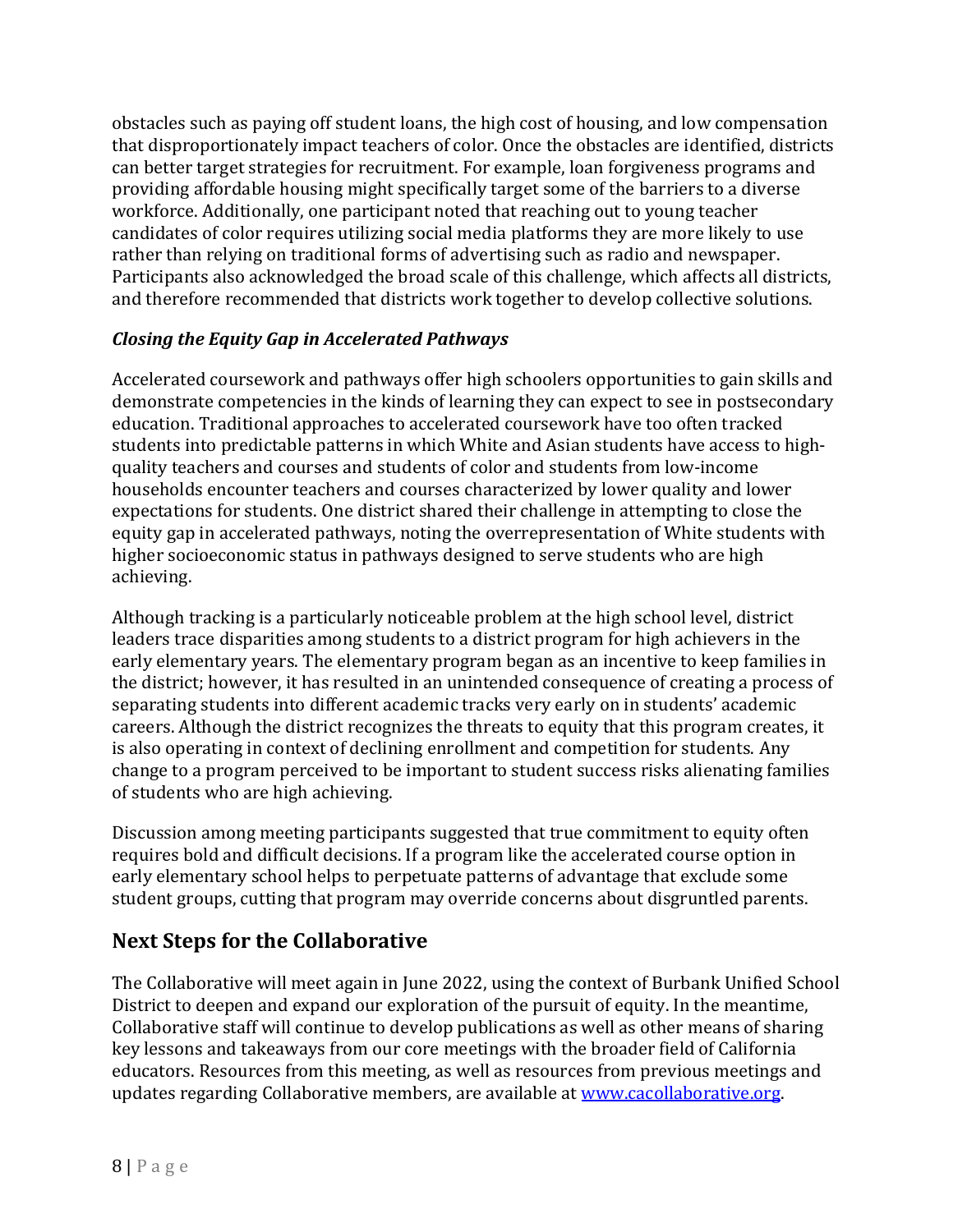obstacles such as paying off student loans, the high cost of housing, and low compensation that disproportionately impact teachers of color. Once the obstacles are identified, districts can better target strategies for recruitment. For example, loan forgiveness programs and providing affordable housing might specifically target some of the barriers to a diverse workforce. Additionally, one participant noted that reaching out to young teacher candidates of color requires utilizing social media platforms they are more likely to use rather than relying on traditional forms of advertising such as radio and newspaper. Participants also acknowledged the broad scale of this challenge, which affects all districts, and therefore recommended that districts work together to develop collective solutions.

***Closing the Equity Gap in Accelerated Pathways***

Accelerated coursework and pathways offer high schoolers opportunities to gain skills and demonstrate competencies in the kinds of learning they can expect to see in postsecondary education. Traditional approaches to accelerated coursework have too often tracked students into predictable patterns in which White and Asian students have access to high-quality teachers and courses and students of color and students from low-income households encounter teachers and courses characterized by lower quality and lower expectations for students. One district shared their challenge in attempting to close the equity gap in accelerated pathways, noting the overrepresentation of White students with higher socioeconomic status in pathways designed to serve students who are high achieving.

Although tracking is a particularly noticeable problem at the high school level, district leaders trace disparities among students to a district program for high achievers in the early elementary years. The elementary program began as an incentive to keep families in the district; however, it has resulted in an unintended consequence of creating a process of separating students into different academic tracks very early on in students' academic careers. Although the district recognizes the threats to equity that this program creates, it is also operating in context of declining enrollment and competition for students. Any change to a program perceived to be important to student success risks alienating families of students who are high achieving.

Discussion among meeting participants suggested that true commitment to equity often requires bold and difficult decisions. If a program like the accelerated course option in early elementary school helps to perpetuate patterns of advantage that exclude some student groups, cutting that program may override concerns about disgruntled parents.

## Next Steps for the Collaborative

The Collaborative will meet again in June 2022, using the context of Burbank Unified School District to deepen and expand our exploration of the pursuit of equity. In the meantime, Collaborative staff will continue to develop publications as well as other means of sharing key lessons and takeaways from our core meetings with the broader field of California educators. Resources from this meeting, as well as resources from previous meetings and updates regarding Collaborative members, are available at [www.cacollaborative.org](http://www.cacollaborative.org).